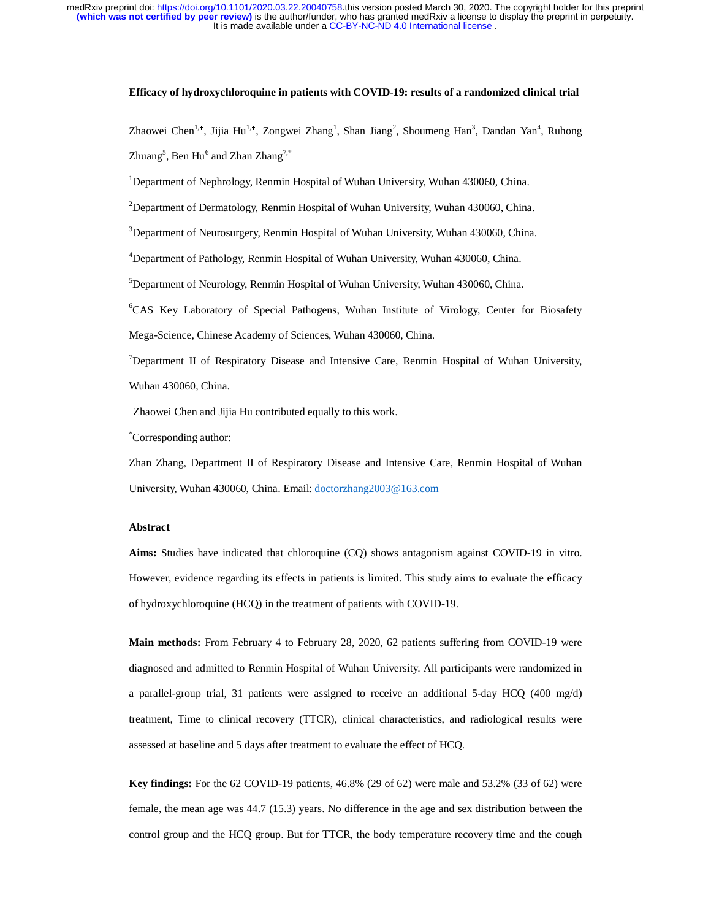**Efficacy of hydroxychloroquine in patients with COVID-19: results of a randomized clinical trial**

Zhaowei Chen[1,✝], Jijia Hu[1,✝], Zongwei Zhang[1], Shan Jiang[2], Shoumeng Han[3], Dandan Yan[4], Ruhong Zhuang[5], Ben Hu[6] and Zhan Zhang[7,*]

[1]Department of Nephrology, Renmin Hospital of Wuhan University, Wuhan 430060, China.

[2]Department of Dermatology, Renmin Hospital of Wuhan University, Wuhan 430060, China.

[3]Department of Neurosurgery, Renmin Hospital of Wuhan University, Wuhan 430060, China.

[4]Department of Pathology, Renmin Hospital of Wuhan University, Wuhan 430060, China.

[5]Department of Neurology, Renmin Hospital of Wuhan University, Wuhan 430060, China.

[6]CAS Key Laboratory of Special Pathogens, Wuhan Institute of Virology, Center for Biosafety Mega-Science, Chinese Academy of Sciences, Wuhan 430060, China.

[7]Department II of Respiratory Disease and Intensive Care, Renmin Hospital of Wuhan University, Wuhan 430060, China.

✝Zhaowei Chen and Jijia Hu contributed equally to this work.

*Corresponding author:

Zhan Zhang, Department II of Respiratory Disease and Intensive Care, Renmin Hospital of Wuhan University, Wuhan 430060, China. Email: doctorzhang2003@163.com

**Abstract**

**Aims:** Studies have indicated that chloroquine (CQ) shows antagonism against COVID-19 in vitro. However, evidence regarding its effects in patients is limited. This study aims to evaluate the efficacy of hydroxychloroquine (HCQ) in the treatment of patients with COVID-19.

**Main methods:** From February 4 to February 28, 2020, 62 patients suffering from COVID-19 were diagnosed and admitted to Renmin Hospital of Wuhan University. All participants were randomized in a parallel-group trial, 31 patients were assigned to receive an additional 5-day HCQ (400 mg/d) treatment, Time to clinical recovery (TTCR), clinical characteristics, and radiological results were assessed at baseline and 5 days after treatment to evaluate the effect of HCQ.

**Key findings:** For the 62 COVID-19 patients, 46.8% (29 of 62) were male and 53.2% (33 of 62) were female, the mean age was 44.7 (15.3) years. No difference in the age and sex distribution between the control group and the HCQ group. But for TTCR, the body temperature recovery time and the cough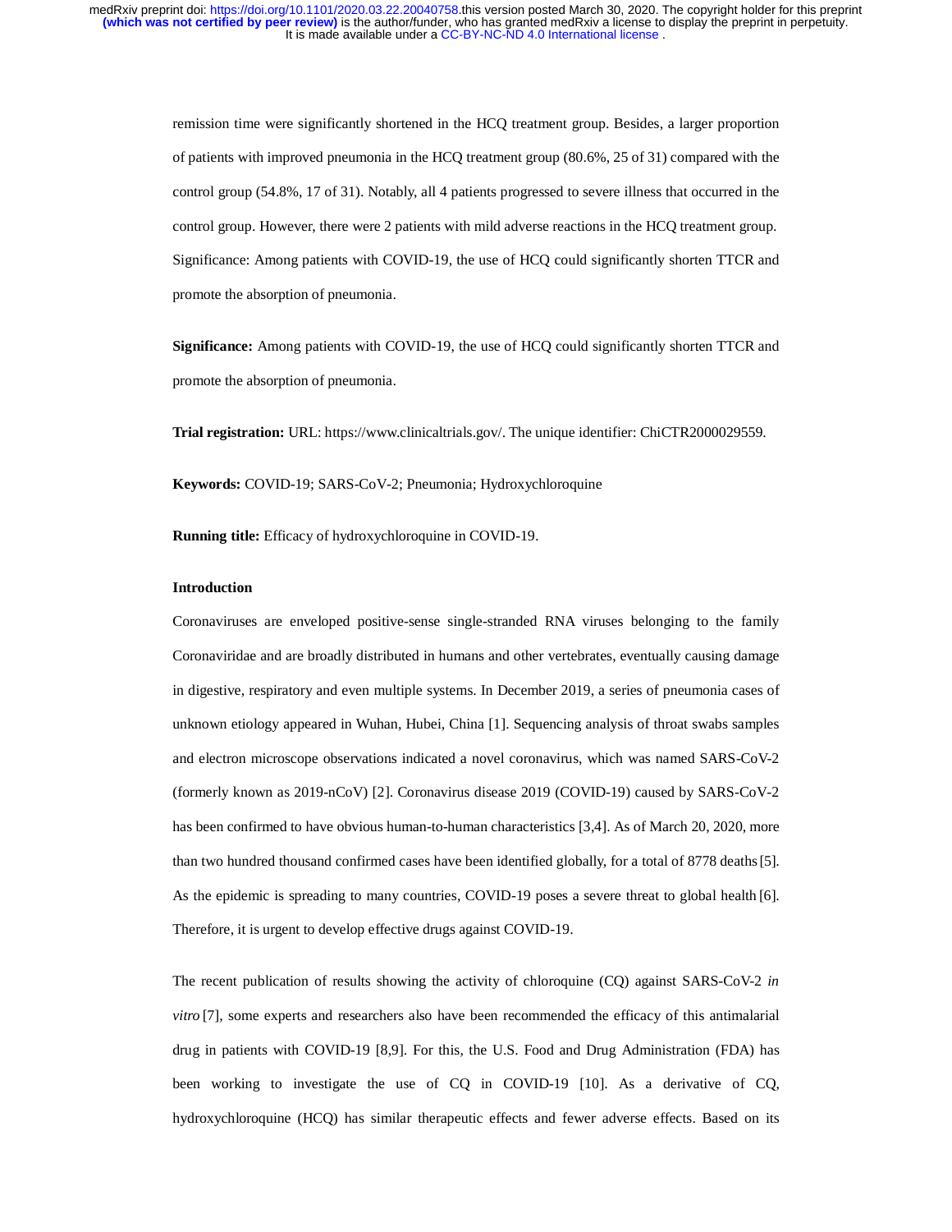remission time were significantly shortened in the HCQ treatment group. Besides, a larger proportion of patients with improved pneumonia in the HCQ treatment group (80.6%, 25 of 31) compared with the control group (54.8%, 17 of 31). Notably, all 4 patients progressed to severe illness that occurred in the control group. However, there were 2 patients with mild adverse reactions in the HCQ treatment group. Significance: Among patients with COVID-19, the use of HCQ could significantly shorten TTCR and promote the absorption of pneumonia.

**Significance:** Among patients with COVID-19, the use of HCQ could significantly shorten TTCR and promote the absorption of pneumonia.

**Trial registration:** URL: https://www.clinicaltrials.gov/. The unique identifier: ChiCTR2000029559.

**Keywords:** COVID-19; SARS-CoV-2; Pneumonia; Hydroxychloroquine

**Running title:** Efficacy of hydroxychloroquine in COVID-19.

## Introduction

Coronaviruses are enveloped positive-sense single-stranded RNA viruses belonging to the family Coronaviridae and are broadly distributed in humans and other vertebrates, eventually causing damage in digestive, respiratory and even multiple systems. In December 2019, a series of pneumonia cases of unknown etiology appeared in Wuhan, Hubei, China [1]. Sequencing analysis of throat swabs samples and electron microscope observations indicated a novel coronavirus, which was named SARS-CoV-2 (formerly known as 2019-nCoV) [2]. Coronavirus disease 2019 (COVID-19) caused by SARS-CoV-2 has been confirmed to have obvious human-to-human characteristics [3,4]. As of March 20, 2020, more than two hundred thousand confirmed cases have been identified globally, for a total of 8778 deaths [5]. As the epidemic is spreading to many countries, COVID-19 poses a severe threat to global health [6]. Therefore, it is urgent to develop effective drugs against COVID-19.

The recent publication of results showing the activity of chloroquine (CQ) against SARS-CoV-2 *in vitro* [7], some experts and researchers also have been recommended the efficacy of this antimalarial drug in patients with COVID-19 [8,9]. For this, the U.S. Food and Drug Administration (FDA) has been working to investigate the use of CQ in COVID-19 [10]. As a derivative of CQ, hydroxychloroquine (HCQ) has similar therapeutic effects and fewer adverse effects. Based on its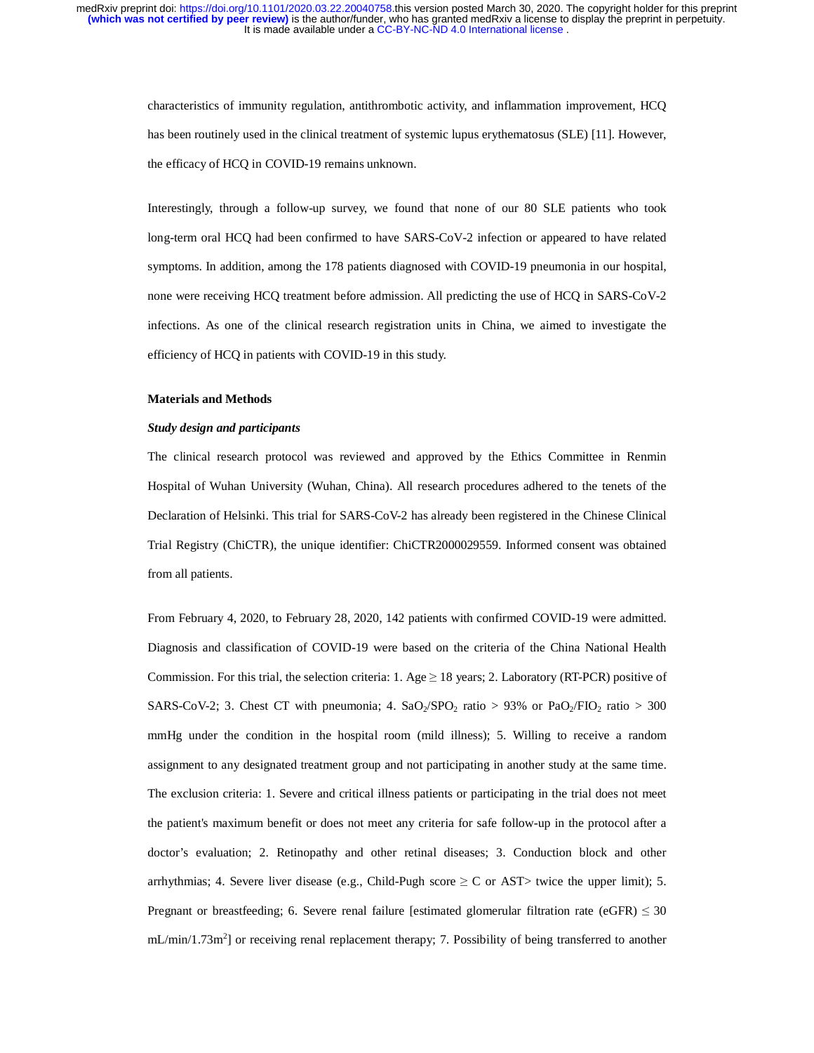characteristics of immunity regulation, antithrombotic activity, and inflammation improvement, HCQ has been routinely used in the clinical treatment of systemic lupus erythematosus (SLE) [11]. However, the efficacy of HCQ in COVID-19 remains unknown.

Interestingly, through a follow-up survey, we found that none of our 80 SLE patients who took long-term oral HCQ had been confirmed to have SARS-CoV-2 infection or appeared to have related symptoms. In addition, among the 178 patients diagnosed with COVID-19 pneumonia in our hospital, none were receiving HCQ treatment before admission. All predicting the use of HCQ in SARS-CoV-2 infections. As one of the clinical research registration units in China, we aimed to investigate the efficiency of HCQ in patients with COVID-19 in this study.

## Materials and Methods

### *Study design and participants*

The clinical research protocol was reviewed and approved by the Ethics Committee in Renmin Hospital of Wuhan University (Wuhan, China). All research procedures adhered to the tenets of the Declaration of Helsinki. This trial for SARS-CoV-2 has already been registered in the Chinese Clinical Trial Registry (ChiCTR), the unique identifier: ChiCTR2000029559. Informed consent was obtained from all patients.

From February 4, 2020, to February 28, 2020, 142 patients with confirmed COVID-19 were admitted. Diagnosis and classification of COVID-19 were based on the criteria of the China National Health Commission. For this trial, the selection criteria: 1. Age $\geq$ 18 years; 2. Laboratory (RT-PCR) positive of SARS-CoV-2; 3. Chest CT with pneumonia; 4. $SaO_2/SPO_2$ ratio > 93% or $PaO_2/FIO_2$ ratio > 300 mmHg under the condition in the hospital room (mild illness); 5. Willing to receive a random assignment to any designated treatment group and not participating in another study at the same time. The exclusion criteria: 1. Severe and critical illness patients or participating in the trial does not meet the patient's maximum benefit or does not meet any criteria for safe follow-up in the protocol after a doctor's evaluation; 2. Retinopathy and other retinal diseases; 3. Conduction block and other arrhythmias; 4. Severe liver disease (e.g., Child-Pugh score $\geq$ C or AST> twice the upper limit); 5. Pregnant or breastfeeding; 6. Severe renal failure [estimated glomerular filtration rate (eGFR) $\leq$ 30 mL/min/1.73m$^2$] or receiving renal replacement therapy; 7. Possibility of being transferred to another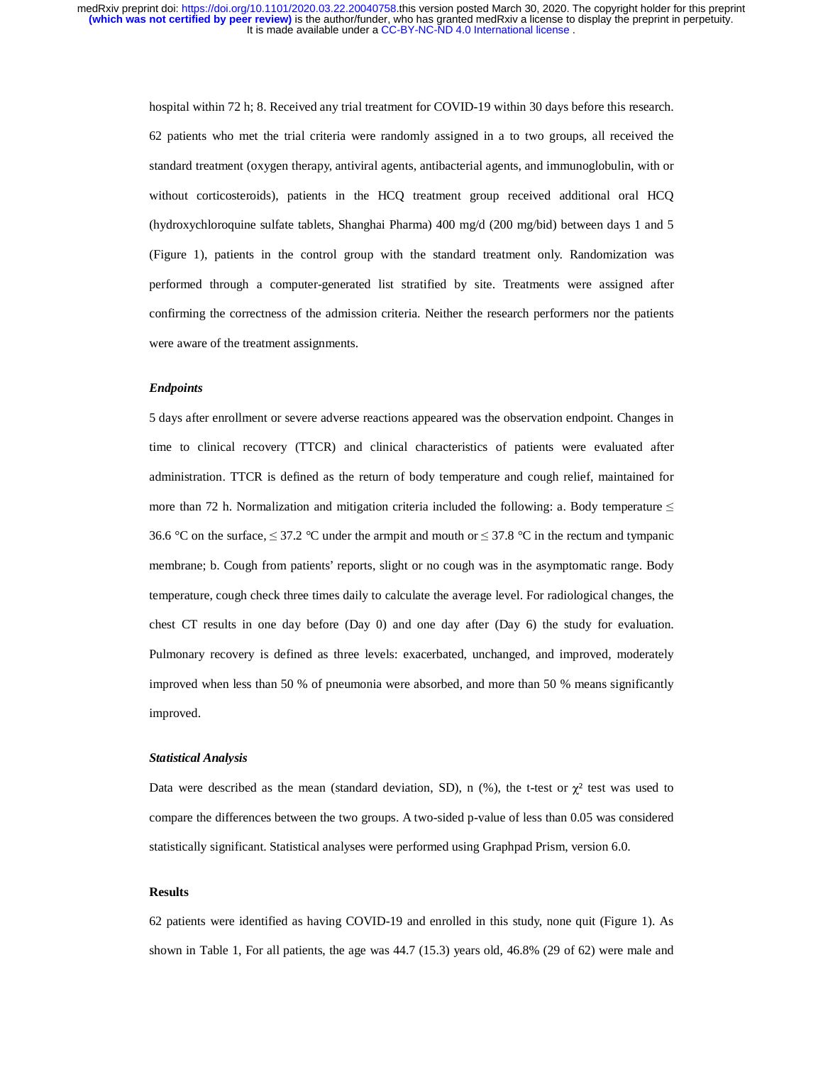hospital within 72 h; 8. Received any trial treatment for COVID-19 within 30 days before this research. 62 patients who met the trial criteria were randomly assigned in a to two groups, all received the standard treatment (oxygen therapy, antiviral agents, antibacterial agents, and immunoglobulin, with or without corticosteroids), patients in the HCQ treatment group received additional oral HCQ (hydroxychloroquine sulfate tablets, Shanghai Pharma) 400 mg/d (200 mg/bid) between days 1 and 5 (Figure 1), patients in the control group with the standard treatment only. Randomization was performed through a computer-generated list stratified by site. Treatments were assigned after confirming the correctness of the admission criteria. Neither the research performers nor the patients were aware of the treatment assignments.

### *Endpoints*

5 days after enrollment or severe adverse reactions appeared was the observation endpoint. Changes in time to clinical recovery (TTCR) and clinical characteristics of patients were evaluated after administration. TTCR is defined as the return of body temperature and cough relief, maintained for more than 72 h. Normalization and mitigation criteria included the following: a. Body temperature ≤ 36.6 °C on the surface, ≤ 37.2 °C under the armpit and mouth or ≤ 37.8 °C in the rectum and tympanic membrane; b. Cough from patients' reports, slight or no cough was in the asymptomatic range. Body temperature, cough check three times daily to calculate the average level. For radiological changes, the chest CT results in one day before (Day 0) and one day after (Day 6) the study for evaluation. Pulmonary recovery is defined as three levels: exacerbated, unchanged, and improved, moderately improved when less than 50 % of pneumonia were absorbed, and more than 50 % means significantly improved.

### *Statistical Analysis*

Data were described as the mean (standard deviation, SD), n (%), the t-test or $\chi^2$ test was used to compare the differences between the two groups. A two-sided p-value of less than 0.05 was considered statistically significant. Statistical analyses were performed using Graphpad Prism, version 6.0.

## Results

62 patients were identified as having COVID-19 and enrolled in this study, none quit (Figure 1). As shown in Table 1, For all patients, the age was 44.7 (15.3) years old, 46.8% (29 of 62) were male and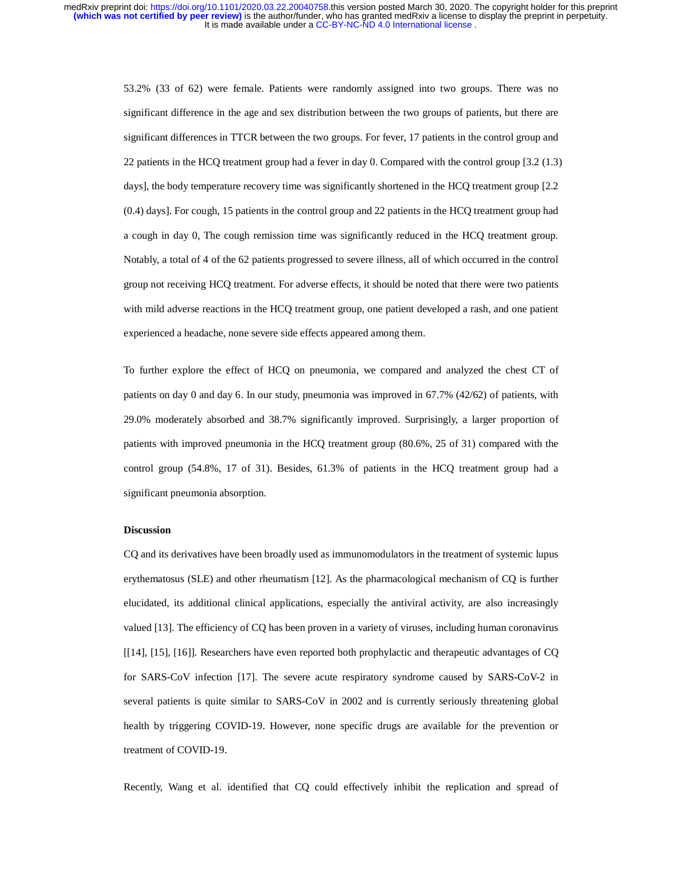53.2% (33 of 62) were female. Patients were randomly assigned into two groups. There was no significant difference in the age and sex distribution between the two groups of patients, but there are significant differences in TTCR between the two groups. For fever, 17 patients in the control group and 22 patients in the HCQ treatment group had a fever in day 0. Compared with the control group [3.2 (1.3) days], the body temperature recovery time was significantly shortened in the HCQ treatment group [2.2 (0.4) days]. For cough, 15 patients in the control group and 22 patients in the HCQ treatment group had a cough in day 0, The cough remission time was significantly reduced in the HCQ treatment group. Notably, a total of 4 of the 62 patients progressed to severe illness, all of which occurred in the control group not receiving HCQ treatment. For adverse effects, it should be noted that there were two patients with mild adverse reactions in the HCQ treatment group, one patient developed a rash, and one patient experienced a headache, none severe side effects appeared among them.

To further explore the effect of HCQ on pneumonia, we compared and analyzed the chest CT of patients on day 0 and day 6. In our study, pneumonia was improved in 67.7% (42/62) of patients, with 29.0% moderately absorbed and 38.7% significantly improved. Surprisingly, a larger proportion of patients with improved pneumonia in the HCQ treatment group (80.6%, 25 of 31) compared with the control group (54.8%, 17 of 31). Besides, 61.3% of patients in the HCQ treatment group had a significant pneumonia absorption.

**Discussion**

CQ and its derivatives have been broadly used as immunomodulators in the treatment of systemic lupus erythematosus (SLE) and other rheumatism [12]. As the pharmacological mechanism of CQ is further elucidated, its additional clinical applications, especially the antiviral activity, are also increasingly valued [13]. The efficiency of CQ has been proven in a variety of viruses, including human coronavirus [[14], [15], [16]]. Researchers have even reported both prophylactic and therapeutic advantages of CQ for SARS-CoV infection [17]. The severe acute respiratory syndrome caused by SARS-CoV-2 in several patients is quite similar to SARS-CoV in 2002 and is currently seriously threatening global health by triggering COVID-19. However, none specific drugs are available for the prevention or treatment of COVID-19.

Recently, Wang et al. identified that CQ could effectively inhibit the replication and spread of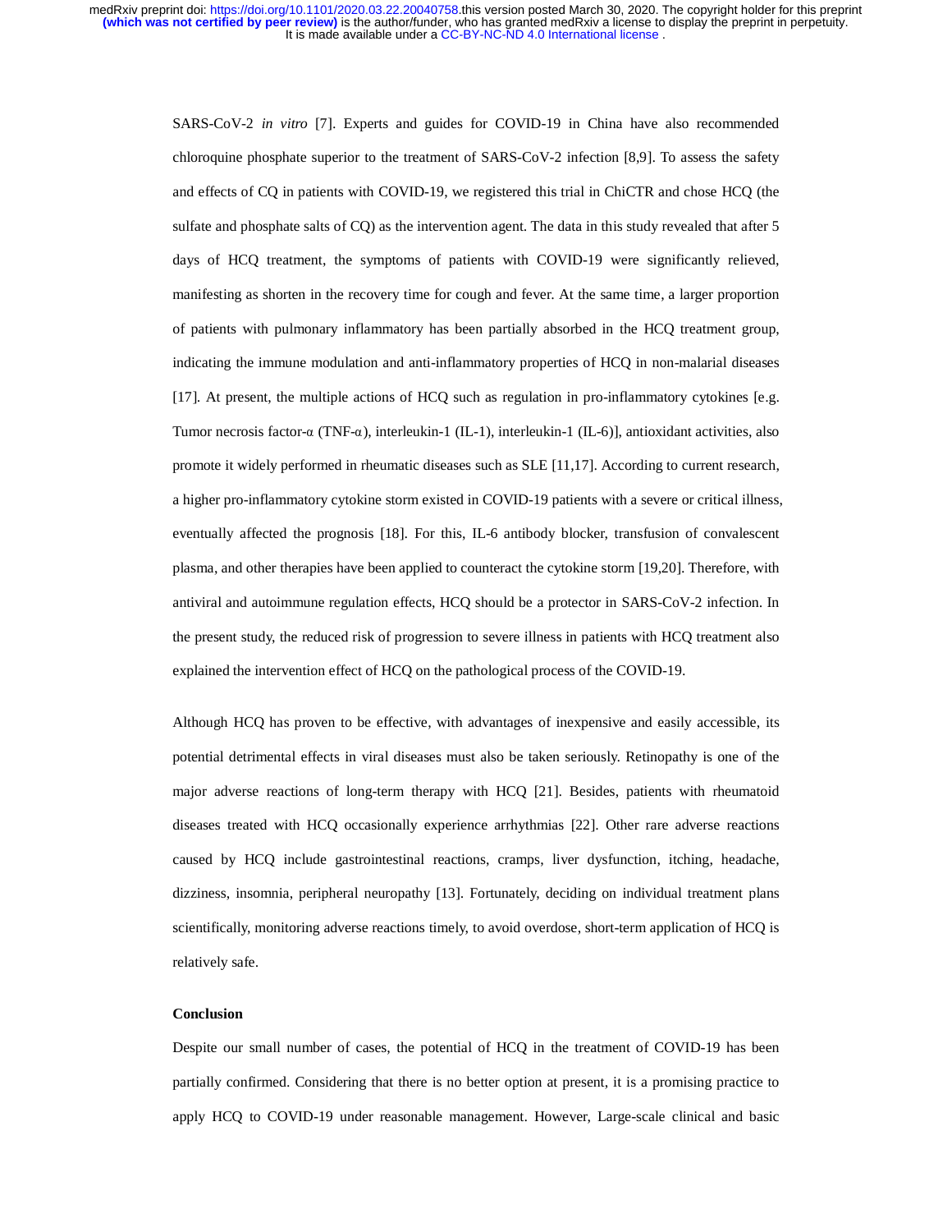SARS-CoV-2 *in vitro* [7]. Experts and guides for COVID-19 in China have also recommended chloroquine phosphate superior to the treatment of SARS-CoV-2 infection [8,9]. To assess the safety and effects of CQ in patients with COVID-19, we registered this trial in ChiCTR and chose HCQ (the sulfate and phosphate salts of CQ) as the intervention agent. The data in this study revealed that after 5 days of HCQ treatment, the symptoms of patients with COVID-19 were significantly relieved, manifesting as shorten in the recovery time for cough and fever. At the same time, a larger proportion of patients with pulmonary inflammatory has been partially absorbed in the HCQ treatment group, indicating the immune modulation and anti-inflammatory properties of HCQ in non-malarial diseases [17]. At present, the multiple actions of HCQ such as regulation in pro-inflammatory cytokines [e.g. Tumor necrosis factor-α (TNF-α), interleukin-1 (IL-1), interleukin-1 (IL-6)], antioxidant activities, also promote it widely performed in rheumatic diseases such as SLE [11,17]. According to current research, a higher pro-inflammatory cytokine storm existed in COVID-19 patients with a severe or critical illness, eventually affected the prognosis [18]. For this, IL-6 antibody blocker, transfusion of convalescent plasma, and other therapies have been applied to counteract the cytokine storm [19,20]. Therefore, with antiviral and autoimmune regulation effects, HCQ should be a protector in SARS-CoV-2 infection. In the present study, the reduced risk of progression to severe illness in patients with HCQ treatment also explained the intervention effect of HCQ on the pathological process of the COVID-19.

Although HCQ has proven to be effective, with advantages of inexpensive and easily accessible, its potential detrimental effects in viral diseases must also be taken seriously. Retinopathy is one of the major adverse reactions of long-term therapy with HCQ [21]. Besides, patients with rheumatoid diseases treated with HCQ occasionally experience arrhythmias [22]. Other rare adverse reactions caused by HCQ include gastrointestinal reactions, cramps, liver dysfunction, itching, headache, dizziness, insomnia, peripheral neuropathy [13]. Fortunately, deciding on individual treatment plans scientifically, monitoring adverse reactions timely, to avoid overdose, short-term application of HCQ is relatively safe.

**Conclusion**

Despite our small number of cases, the potential of HCQ in the treatment of COVID-19 has been partially confirmed. Considering that there is no better option at present, it is a promising practice to apply HCQ to COVID-19 under reasonable management. However, Large-scale clinical and basic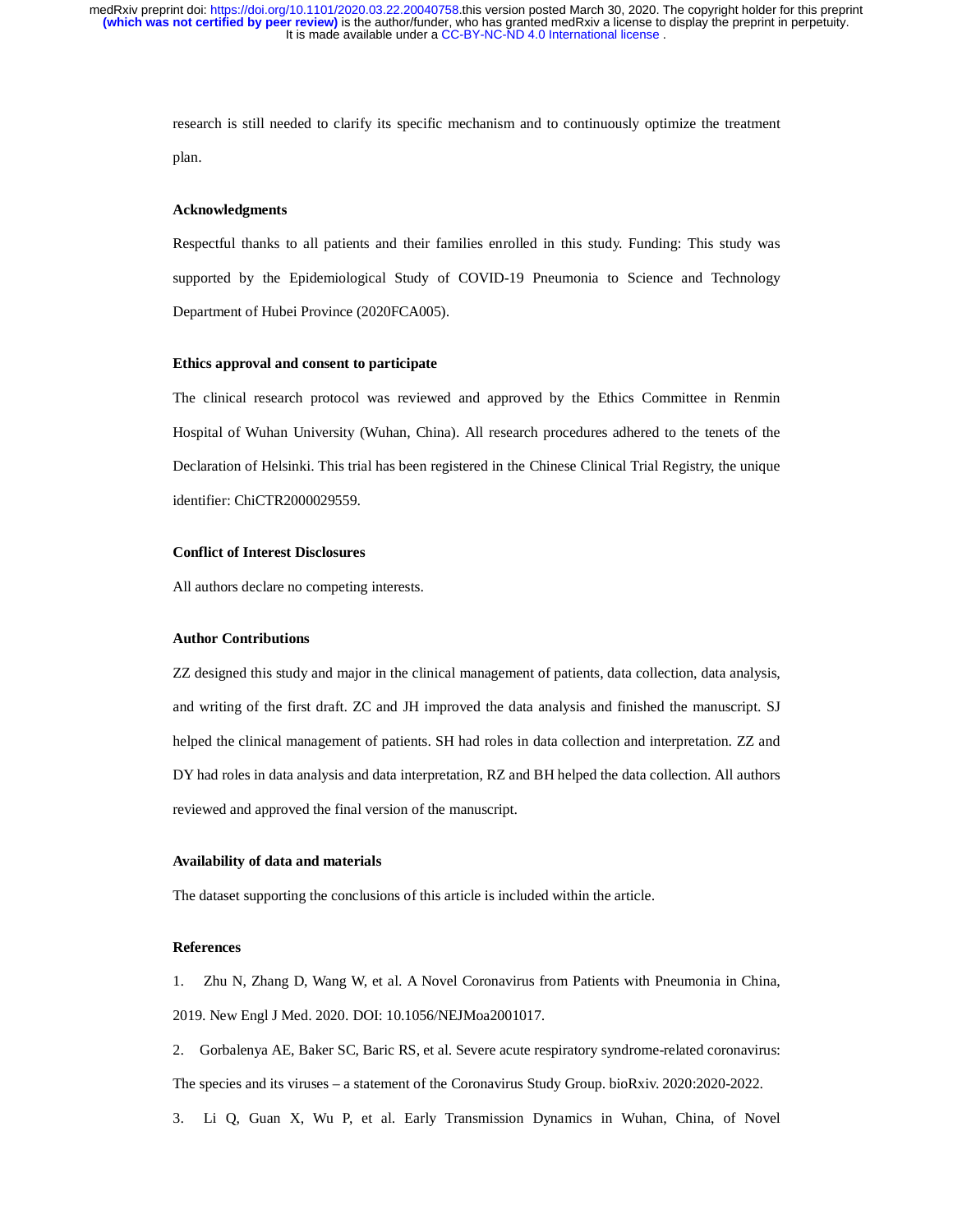research is still needed to clarify its specific mechanism and to continuously optimize the treatment plan.

### Acknowledgments

Respectful thanks to all patients and their families enrolled in this study. Funding: This study was supported by the Epidemiological Study of COVID-19 Pneumonia to Science and Technology Department of Hubei Province (2020FCA005).

### Ethics approval and consent to participate

The clinical research protocol was reviewed and approved by the Ethics Committee in Renmin Hospital of Wuhan University (Wuhan, China). All research procedures adhered to the tenets of the Declaration of Helsinki. This trial has been registered in the Chinese Clinical Trial Registry, the unique identifier: ChiCTR2000029559.

### Conflict of Interest Disclosures

All authors declare no competing interests.

### Author Contributions

ZZ designed this study and major in the clinical management of patients, data collection, data analysis, and writing of the first draft. ZC and JH improved the data analysis and finished the manuscript. SJ helped the clinical management of patients. SH had roles in data collection and interpretation. ZZ and DY had roles in data analysis and data interpretation, RZ and BH helped the data collection. All authors reviewed and approved the final version of the manuscript.

### Availability of data and materials

The dataset supporting the conclusions of this article is included within the article.

### References

1. Zhu N, Zhang D, Wang W, et al. A Novel Coronavirus from Patients with Pneumonia in China, 2019. New Engl J Med. 2020. DOI: 10.1056/NEJMoa2001017.
2. Gorbalenya AE, Baker SC, Baric RS, et al. Severe acute respiratory syndrome-related coronavirus: The species and its viruses – a statement of the Coronavirus Study Group. bioRxiv. 2020:2020-2022.
3. Li Q, Guan X, Wu P, et al. Early Transmission Dynamics in Wuhan, China, of Novel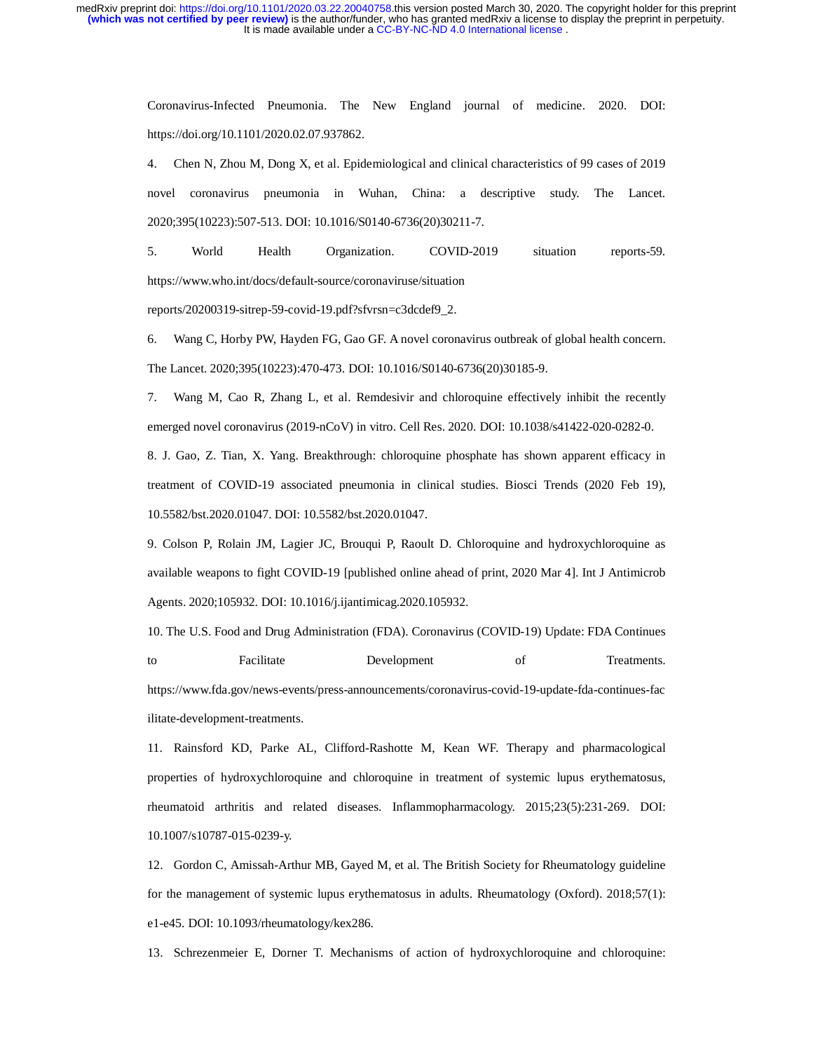Coronavirus-Infected Pneumonia. The New England journal of medicine. 2020. DOI: https://doi.org/10.1101/2020.02.07.937862.

4. Chen N, Zhou M, Dong X, et al. Epidemiological and clinical characteristics of 99 cases of 2019 novel coronavirus pneumonia in Wuhan, China: a descriptive study. The Lancet. 2020;395(10223):507-513. DOI: 10.1016/S0140-6736(20)30211-7.

5. World Health Organization. COVID-2019 situation reports-59. https://www.who.int/docs/default-source/coronaviruse/situation reports/20200319-sitrep-59-covid-19.pdf?sfvrsn=c3dcdef9_2.

6. Wang C, Horby PW, Hayden FG, Gao GF. A novel coronavirus outbreak of global health concern. The Lancet. 2020;395(10223):470-473. DOI: 10.1016/S0140-6736(20)30185-9.

7. Wang M, Cao R, Zhang L, et al. Remdesivir and chloroquine effectively inhibit the recently emerged novel coronavirus (2019-nCoV) in vitro. Cell Res. 2020. DOI: 10.1038/s41422-020-0282-0.

8. J. Gao, Z. Tian, X. Yang. Breakthrough: chloroquine phosphate has shown apparent efficacy in treatment of COVID-19 associated pneumonia in clinical studies. Biosci Trends (2020 Feb 19), 10.5582/bst.2020.01047. DOI: 10.5582/bst.2020.01047.

9. Colson P, Rolain JM, Lagier JC, Brouqui P, Raoult D. Chloroquine and hydroxychloroquine as available weapons to fight COVID-19 [published online ahead of print, 2020 Mar 4]. Int J Antimicrob Agents. 2020;105932. DOI: 10.1016/j.ijantimicag.2020.105932.

10. The U.S. Food and Drug Administration (FDA). Coronavirus (COVID-19) Update: FDA Continues to Facilitate Development of Treatments. https://www.fda.gov/news-events/press-announcements/coronavirus-covid-19-update-fda-continues-facilitate-development-treatments.

11. Rainsford KD, Parke AL, Clifford-Rashotte M, Kean WF. Therapy and pharmacological properties of hydroxychloroquine and chloroquine in treatment of systemic lupus erythematosus, rheumatoid arthritis and related diseases. Inflammopharmacology. 2015;23(5):231-269. DOI: 10.1007/s10787-015-0239-y.

12. Gordon C, Amissah-Arthur MB, Gayed M, et al. The British Society for Rheumatology guideline for the management of systemic lupus erythematosus in adults. Rheumatology (Oxford). 2018;57(1): e1-e45. DOI: 10.1093/rheumatology/kex286.

13. Schrezenmeier E, Dorner T. Mechanisms of action of hydroxychloroquine and chloroquine: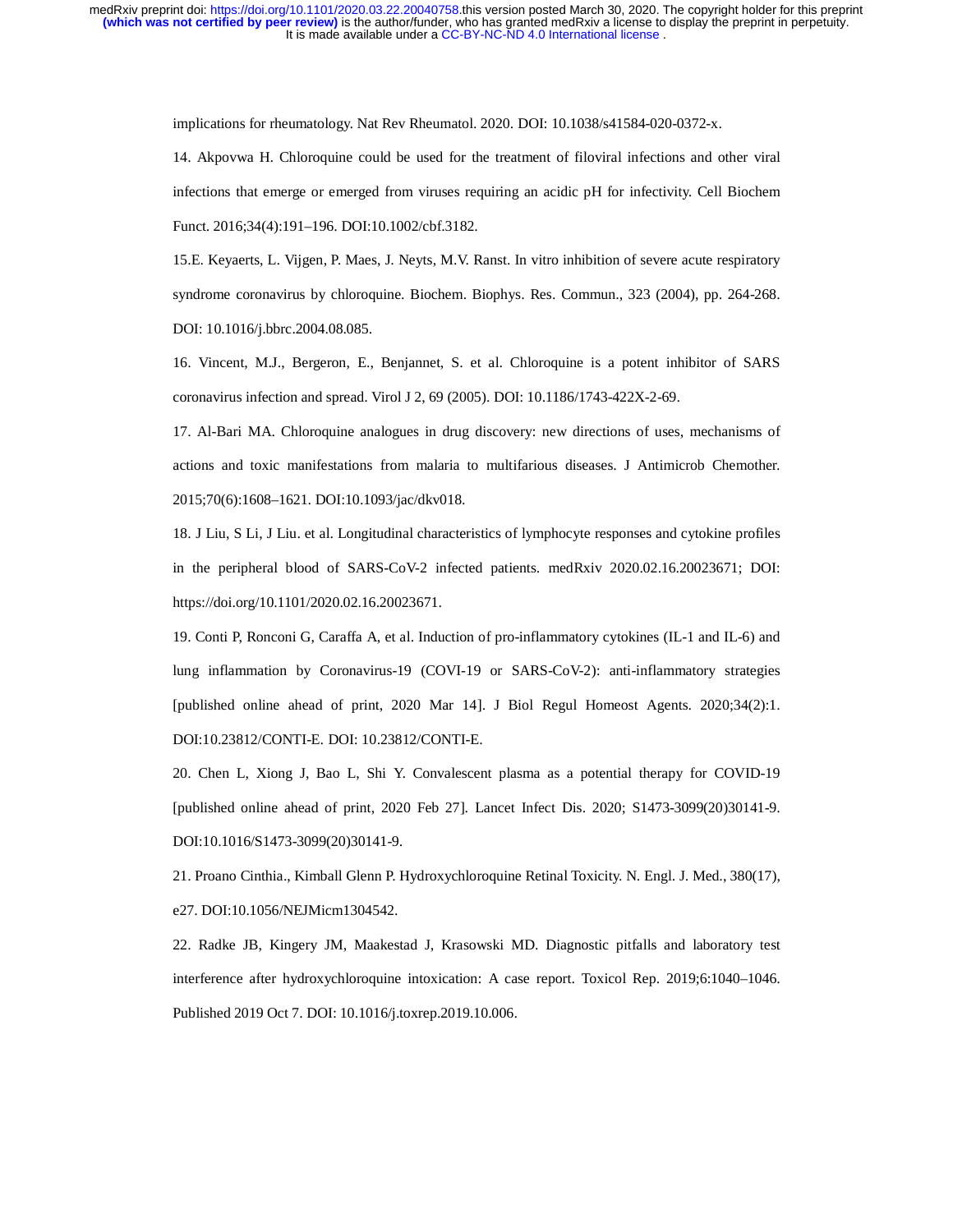implications for rheumatology. Nat Rev Rheumatol. 2020. DOI: 10.1038/s41584-020-0372-x.

14. Akpovwa H. Chloroquine could be used for the treatment of filoviral infections and other viral infections that emerge or emerged from viruses requiring an acidic pH for infectivity. Cell Biochem Funct. 2016;34(4):191–196. DOI:10.1002/cbf.3182.

15.E. Keyaerts, L. Vijgen, P. Maes, J. Neyts, M.V. Ranst. In vitro inhibition of severe acute respiratory syndrome coronavirus by chloroquine. Biochem. Biophys. Res. Commun., 323 (2004), pp. 264-268. DOI: 10.1016/j.bbrc.2004.08.085.

16. Vincent, M.J., Bergeron, E., Benjannet, S. et al. Chloroquine is a potent inhibitor of SARS coronavirus infection and spread. Virol J 2, 69 (2005). DOI: 10.1186/1743-422X-2-69.

17. Al-Bari MA. Chloroquine analogues in drug discovery: new directions of uses, mechanisms of actions and toxic manifestations from malaria to multifarious diseases. J Antimicrob Chemother. 2015;70(6):1608–1621. DOI:10.1093/jac/dkv018.

18. J Liu, S Li, J Liu. et al. Longitudinal characteristics of lymphocyte responses and cytokine profiles in the peripheral blood of SARS-CoV-2 infected patients. medRxiv 2020.02.16.20023671; DOI: https://doi.org/10.1101/2020.02.16.20023671.

19. Conti P, Ronconi G, Caraffa A, et al. Induction of pro-inflammatory cytokines (IL-1 and IL-6) and lung inflammation by Coronavirus-19 (COVI-19 or SARS-CoV-2): anti-inflammatory strategies [published online ahead of print, 2020 Mar 14]. J Biol Regul Homeost Agents. 2020;34(2):1. DOI:10.23812/CONTI-E. DOI: 10.23812/CONTI-E.

20. Chen L, Xiong J, Bao L, Shi Y. Convalescent plasma as a potential therapy for COVID-19 [published online ahead of print, 2020 Feb 27]. Lancet Infect Dis. 2020; S1473-3099(20)30141-9. DOI:10.1016/S1473-3099(20)30141-9.

21. Proano Cinthia., Kimball Glenn P. Hydroxychloroquine Retinal Toxicity. N. Engl. J. Med., 380(17), e27. DOI:10.1056/NEJMicm1304542.

22. Radke JB, Kingery JM, Maakestad J, Krasowski MD. Diagnostic pitfalls and laboratory test interference after hydroxychloroquine intoxication: A case report. Toxicol Rep. 2019;6:1040–1046. Published 2019 Oct 7. DOI: 10.1016/j.toxrep.2019.10.006.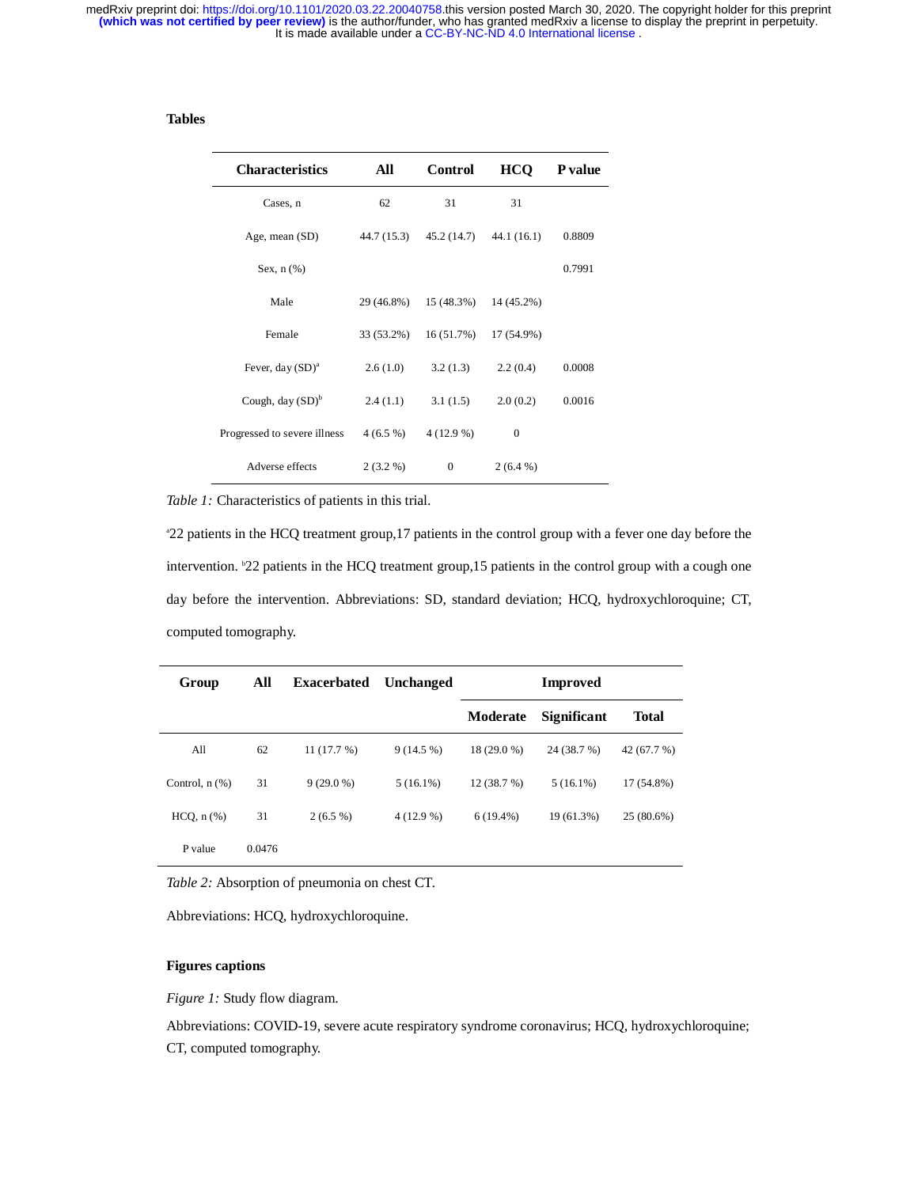**Tables**

| Characteristics | All | Control | HCQ | P value |
|---|---|---|---|---|
| Cases, n | 62 | 31 | 31 | |
| Age, mean (SD) | 44.7 (15.3) | 45.2 (14.7) | 44.1 (16.1) | 0.8809 |
| Sex, n (%) | | | | 0.7991 |
| Male | 29 (46.8%) | 15 (48.3%) | 14 (45.2%) | |
| Female | 33 (53.2%) | 16 (51.7%) | 17 (54.9%) | |
| Fever, day (SD)[a] | 2.6 (1.0) | 3.2 (1.3) | 2.2 (0.4) | 0.0008 |
| Cough, day (SD)[b] | 2.4 (1.1) | 3.1 (1.5) | 2.0 (0.2) | 0.0016 |
| Progressed to severe illness | 4 (6.5 %) | 4 (12.9 %) | 0 | |
| Adverse effects | 2 (3.2 %) | 0 | 2 (6.4 %) | |

*Table 1:* Characteristics of patients in this trial.

[a]22 patients in the HCQ treatment group,17 patients in the control group with a fever one day before the intervention. [b]22 patients in the HCQ treatment group,15 patients in the control group with a cough one day before the intervention. Abbreviations: SD, standard deviation; HCQ, hydroxychloroquine; CT, computed tomography.

| Group | All | Exacerbated | Unchanged | Improved | | |
|---|---|---|---|---|---|---|
| | | | | Moderate | Significant | Total |
| All | 62 | 11 (17.7 %) | 9 (14.5 %) | 18 (29.0 %) | 24 (38.7 %) | 42 (67.7 %) |
| Control, n (%) | 31 | 9 (29.0 %) | 5 (16.1%) | 12 (38.7 %) | 5 (16.1%) | 17 (54.8%) |
| HCQ, n (%) | 31 | 2 (6.5 %) | 4 (12.9 %) | 6 (19.4%) | 19 (61.3%) | 25 (80.6%) |
| P value | 0.0476 | | | | | |

*Table 2:* Absorption of pneumonia on chest CT.

Abbreviations: HCQ, hydroxychloroquine.

**Figures captions**

*Figure 1:* Study flow diagram.

Abbreviations: COVID-19, severe acute respiratory syndrome coronavirus; HCQ, hydroxychloroquine; CT, computed tomography.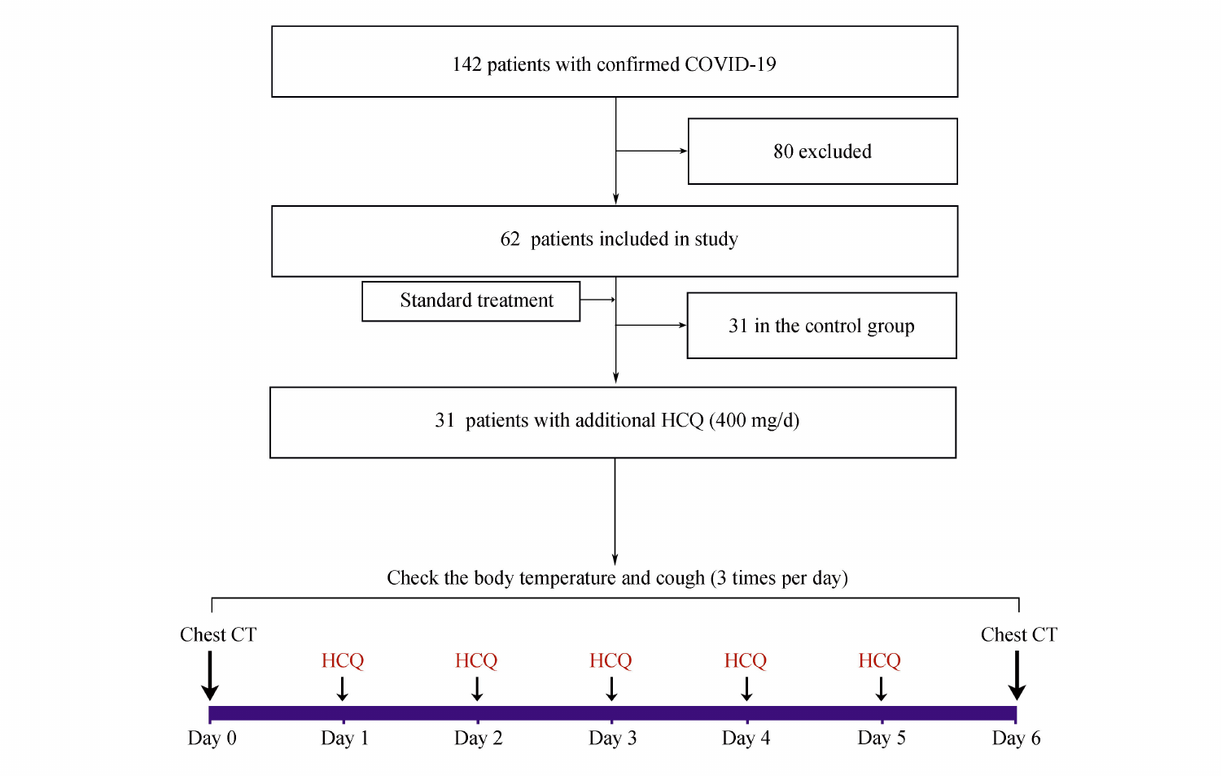142 patients with confirmed COVID-19

80 excluded

62 patients included in study

Standard treatment

31 in the control group

31 patients with additional HCQ (400 mg/d)

Check the body temperature and cough (3 times per day)

Chest CT

HCQ

HCQ

HCQ

HCQ

HCQ

Chest CT

Day 0

Day 1

Day 2

Day 3

Day 4

Day 5

Day 6